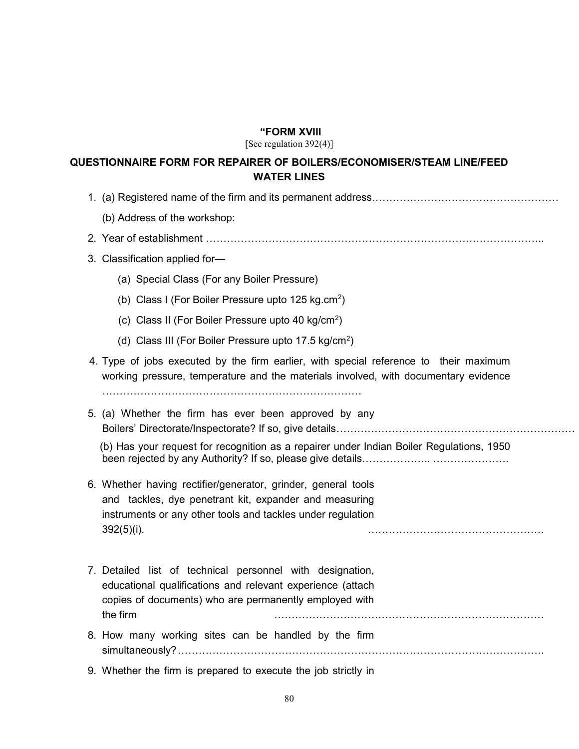**"FORM XVIII**

[See regulation 392(4)]

## QUESTIONNAIRE FORM FOR REPAIRER OF BOILERS/ECONOMISER/STEAM LINE/FEED WATER LINES

1. (a) Registered name of the firm and its permanent address………………………………………………

   (b) Address of the workshop:

2. Year of establishment ………………………………………………………………………………..

3. Classification applied for—

   (a) Special Class (For any Boiler Pressure)

   (b) Class I (For Boiler Pressure upto 125 kg.cm$^2$)

   (c) Class II (For Boiler Pressure upto 40 kg/cm$^2$)

   (d) Class III (For Boiler Pressure upto 17.5 kg/cm$^2$)

4. Type of jobs executed by the firm earlier, with special reference to their maximum working pressure, temperature and the materials involved, with documentary evidence ……………………………………………………………………

5. (a) Whether the firm has ever been approved by any Boilers' Directorate/Inspectorate? If so, give details……………………………………………………………

   (b) Has your request for recognition as a repairer under Indian Boiler Regulations, 1950 been rejected by any Authority? If so, please give details……………….. ………………….

6. Whether having rectifier/generator, grinder, general tools and tackles, dye penetrant kit, expander and measuring instruments or any other tools and tackles under regulation 392(5)(i). ……………………………………………

7. Detailed list of technical personnel with designation, educational qualifications and relevant experience (attach copies of documents) who are permanently employed with the firm ……………………………………………………………………

8. How many working sites can be handled by the firm simultaneously?……………………………………………………………………………………….

9. Whether the firm is prepared to execute the job strictly in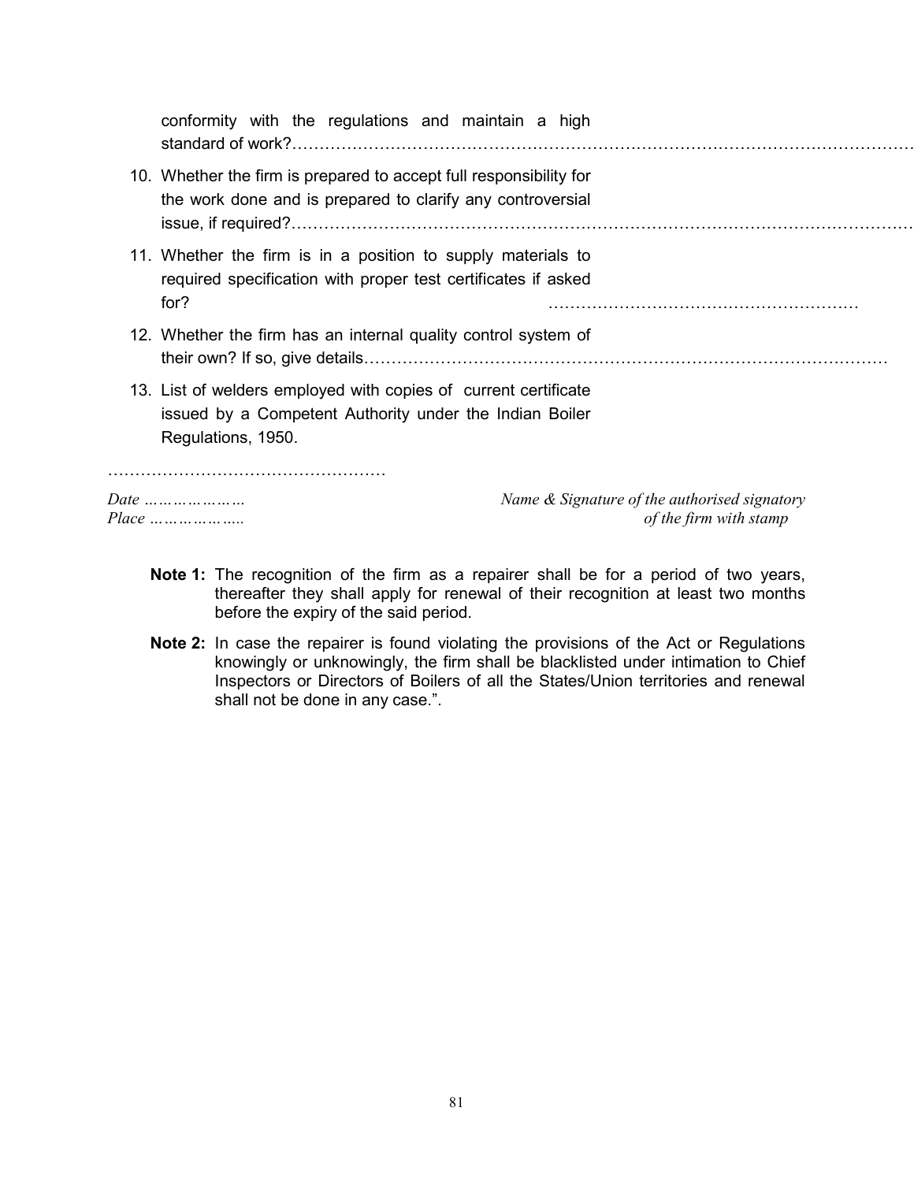conformity with the regulations and maintain a high standard of work?……………………………………………………………………………………………………

10. Whether the firm is prepared to accept full responsibility for the work done and is prepared to clarify any controversial issue, if required?………………………………………………………………………………………………………

11. Whether the firm is in a position to supply materials to required specification with proper test certificates if asked for? …………………………………………………

12. Whether the firm has an internal quality control system of their own? If so, give details……………………………………………………………………………………

13. List of welders employed with copies of current certificate issued by a Competent Authority under the Indian Boiler Regulations, 1950.

……………………………………………

*Date …………………*

*Place ……………….*

*Name & Signature of the authorised signatory of the firm with stamp*

**Note 1:** The recognition of the firm as a repairer shall be for a period of two years, thereafter they shall apply for renewal of their recognition at least two months before the expiry of the said period.

**Note 2:** In case the repairer is found violating the provisions of the Act or Regulations knowingly or unknowingly, the firm shall be blacklisted under intimation to Chief Inspectors or Directors of Boilers of all the States/Union territories and renewal shall not be done in any case.".